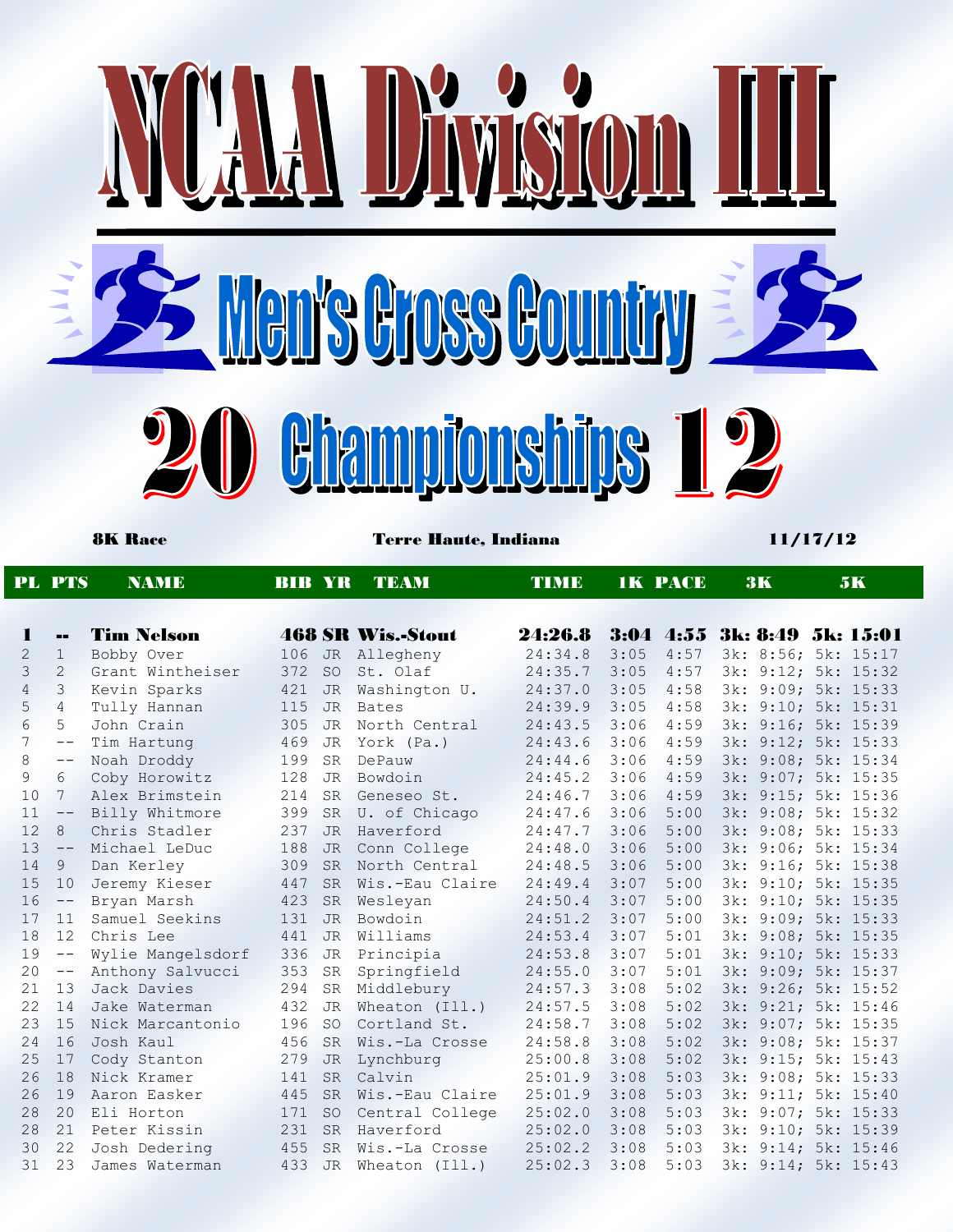# NCAA Division III

## Men's Cross Country

## 2012 Championships

**8K Race** — **Terre Haute, Indiana** — **11/17/12**

| PL | PTS | NAME | BIB | YR | TEAM | TIME | 1K | PACE | 3K | 5K |
|---|---|---|---|---|---|---|---|---|---|---|
| **1** | **--** | **Tim Nelson** | **468** | **SR** | **Wis.-Stout** | **24:26.8** | **3:04** | **4:55** | **3k: 8:49** | **5k: 15:01** |
| 2 | 1 | Bobby Over | 106 | JR | Allegheny | 24:34.8 | 3:05 | 4:57 | 3k: 8:56; | 5k: 15:17 |
| 3 | 2 | Grant Wintheiser | 372 | SO | St. Olaf | 24:35.7 | 3:05 | 4:57 | 3k: 9:12; | 5k: 15:32 |
| 4 | 3 | Kevin Sparks | 421 | JR | Washington U. | 24:37.0 | 3:05 | 4:58 | 3k: 9:09; | 5k: 15:33 |
| 5 | 4 | Tully Hannan | 115 | JR | Bates | 24:39.9 | 3:05 | 4:58 | 3k: 9:10; | 5k: 15:31 |
| 6 | 5 | John Crain | 305 | JR | North Central | 24:43.5 | 3:06 | 4:59 | 3k: 9:16; | 5k: 15:39 |
| 7 | -- | Tim Hartung | 469 | JR | York (Pa.) | 24:43.6 | 3:06 | 4:59 | 3k: 9:12; | 5k: 15:33 |
| 8 | -- | Noah Droddy | 199 | SR | DePauw | 24:44.6 | 3:06 | 4:59 | 3k: 9:08; | 5k: 15:34 |
| 9 | 6 | Coby Horowitz | 128 | JR | Bowdoin | 24:45.2 | 3:06 | 4:59 | 3k: 9:07; | 5k: 15:35 |
| 10 | 7 | Alex Brimstein | 214 | SR | Geneseo St. | 24:46.7 | 3:06 | 4:59 | 3k: 9:15; | 5k: 15:36 |
| 11 | -- | Billy Whitmore | 399 | SR | U. of Chicago | 24:47.6 | 3:06 | 5:00 | 3k: 9:08; | 5k: 15:32 |
| 12 | 8 | Chris Stadler | 237 | JR | Haverford | 24:47.7 | 3:06 | 5:00 | 3k: 9:08; | 5k: 15:33 |
| 13 | -- | Michael LeDuc | 188 | JR | Conn College | 24:48.0 | 3:06 | 5:00 | 3k: 9:06; | 5k: 15:34 |
| 14 | 9 | Dan Kerley | 309 | SR | North Central | 24:48.5 | 3:06 | 5:00 | 3k: 9:16; | 5k: 15:38 |
| 15 | 10 | Jeremy Kieser | 447 | SR | Wis.-Eau Claire | 24:49.4 | 3:07 | 5:00 | 3k: 9:10; | 5k: 15:35 |
| 16 | -- | Bryan Marsh | 423 | SR | Wesleyan | 24:50.4 | 3:07 | 5:00 | 3k: 9:10; | 5k: 15:35 |
| 17 | 11 | Samuel Seekins | 131 | JR | Bowdoin | 24:51.2 | 3:07 | 5:00 | 3k: 9:09; | 5k: 15:33 |
| 18 | 12 | Chris Lee | 441 | JR | Williams | 24:53.4 | 3:07 | 5:01 | 3k: 9:08; | 5k: 15:35 |
| 19 | -- | Wylie Mangelsdorf | 336 | JR | Principia | 24:53.8 | 3:07 | 5:01 | 3k: 9:10; | 5k: 15:33 |
| 20 | -- | Anthony Salvucci | 353 | SR | Springfield | 24:55.0 | 3:07 | 5:01 | 3k: 9:09; | 5k: 15:37 |
| 21 | 13 | Jack Davies | 294 | SR | Middlebury | 24:57.3 | 3:08 | 5:02 | 3k: 9:26; | 5k: 15:52 |
| 22 | 14 | Jake Waterman | 432 | JR | Wheaton (Ill.) | 24:57.5 | 3:08 | 5:02 | 3k: 9:21; | 5k: 15:46 |
| 23 | 15 | Nick Marcantonio | 196 | SO | Cortland St. | 24:58.7 | 3:08 | 5:02 | 3k: 9:07; | 5k: 15:35 |
| 24 | 16 | Josh Kaul | 456 | SR | Wis.-La Crosse | 24:58.8 | 3:08 | 5:02 | 3k: 9:08; | 5k: 15:37 |
| 25 | 17 | Cody Stanton | 279 | JR | Lynchburg | 25:00.8 | 3:08 | 5:02 | 3k: 9:15; | 5k: 15:43 |
| 26 | 18 | Nick Kramer | 141 | SR | Calvin | 25:01.9 | 3:08 | 5:03 | 3k: 9:08; | 5k: 15:33 |
| 26 | 19 | Aaron Easker | 445 | SR | Wis.-Eau Claire | 25:01.9 | 3:08 | 5:03 | 3k: 9:11; | 5k: 15:40 |
| 28 | 20 | Eli Horton | 171 | SO | Central College | 25:02.0 | 3:08 | 5:03 | 3k: 9:07; | 5k: 15:33 |
| 28 | 21 | Peter Kissin | 231 | SR | Haverford | 25:02.0 | 3:08 | 5:03 | 3k: 9:10; | 5k: 15:39 |
| 30 | 22 | Josh Dedering | 455 | SR | Wis.-La Crosse | 25:02.2 | 3:08 | 5:03 | 3k: 9:14; | 5k: 15:46 |
| 31 | 23 | James Waterman | 433 | JR | Wheaton (Ill.) | 25:02.3 | 3:08 | 5:03 | 3k: 9:14; | 5k: 15:43 |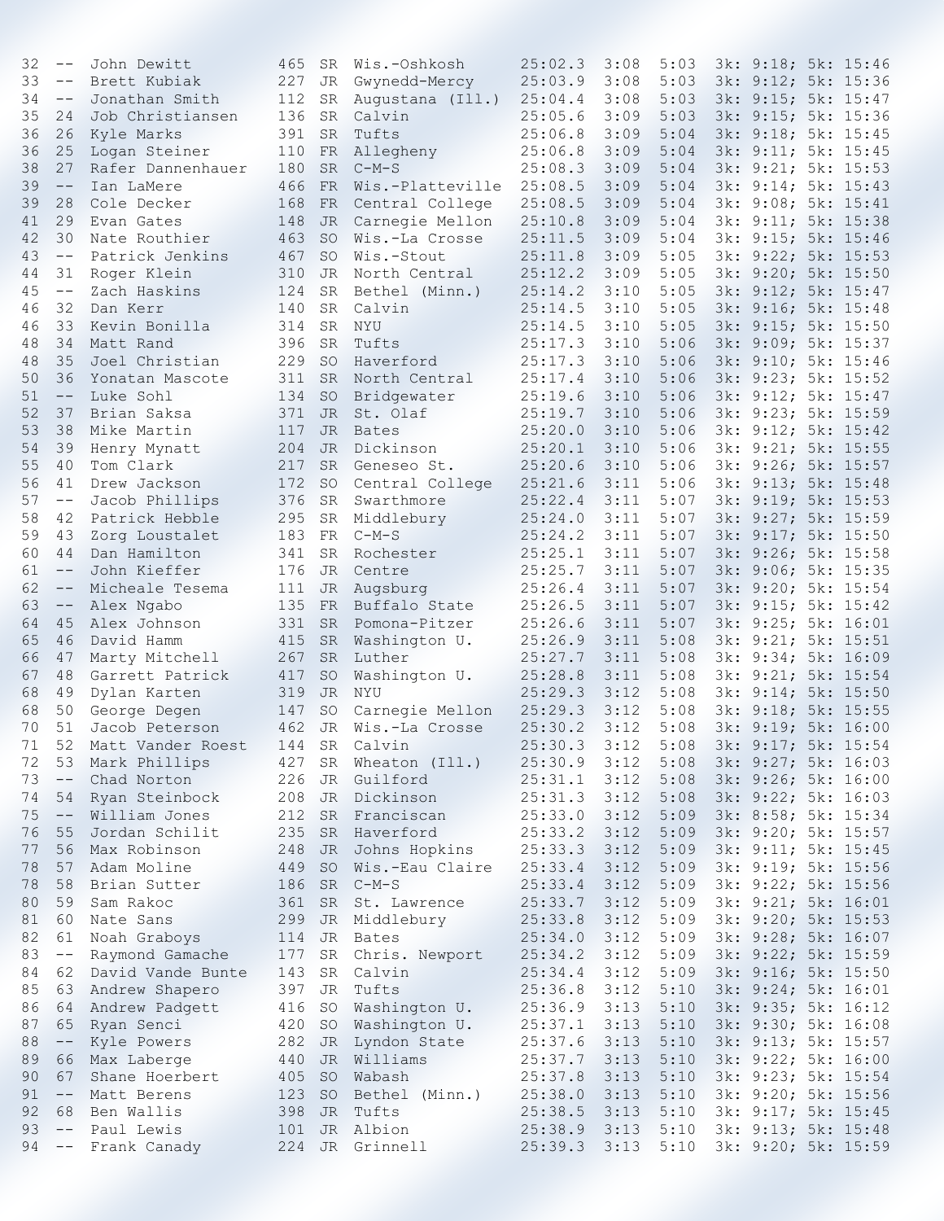| Place | Team Place | Name | Bib | Yr | School | Time | Pace/km | Pace/mile | Splits |
|---|---|---|---|---|---|---|---|---|---|
| 32 | -- | John Dewitt | 465 | SR | Wis.-Oshkosh | 25:02.3 | 3:08 | 5:03 | 3k: 9:18; 5k: 15:46 |
| 33 | -- | Brett Kubiak | 227 | JR | Gwynedd-Mercy | 25:03.9 | 3:08 | 5:03 | 3k: 9:12; 5k: 15:36 |
| 34 | -- | Jonathan Smith | 112 | SR | Augustana (Ill.) | 25:04.4 | 3:08 | 5:03 | 3k: 9:15; 5k: 15:47 |
| 35 | 24 | Job Christiansen | 136 | SR | Calvin | 25:05.6 | 3:09 | 5:03 | 3k: 9:15; 5k: 15:36 |
| 36 | 26 | Kyle Marks | 391 | SR | Tufts | 25:06.8 | 3:09 | 5:04 | 3k: 9:18; 5k: 15:45 |
| 36 | 25 | Logan Steiner | 110 | FR | Allegheny | 25:06.8 | 3:09 | 5:04 | 3k: 9:11; 5k: 15:45 |
| 38 | 27 | Rafer Dannenhauer | 180 | SR | C-M-S | 25:08.3 | 3:09 | 5:04 | 3k: 9:21; 5k: 15:53 |
| 39 | -- | Ian LaMere | 466 | FR | Wis.-Platteville | 25:08.5 | 3:09 | 5:04 | 3k: 9:14; 5k: 15:43 |
| 39 | 28 | Cole Decker | 168 | FR | Central College | 25:08.5 | 3:09 | 5:04 | 3k: 9:08; 5k: 15:41 |
| 41 | 29 | Evan Gates | 148 | JR | Carnegie Mellon | 25:10.8 | 3:09 | 5:04 | 3k: 9:11; 5k: 15:38 |
| 42 | 30 | Nate Routhier | 463 | SO | Wis.-La Crosse | 25:11.5 | 3:09 | 5:04 | 3k: 9:15; 5k: 15:46 |
| 43 | -- | Patrick Jenkins | 467 | SO | Wis.-Stout | 25:11.8 | 3:09 | 5:05 | 3k: 9:22; 5k: 15:53 |
| 44 | 31 | Roger Klein | 310 | JR | North Central | 25:12.2 | 3:09 | 5:05 | 3k: 9:20; 5k: 15:50 |
| 45 | -- | Zach Haskins | 124 | SR | Bethel (Minn.) | 25:14.2 | 3:10 | 5:05 | 3k: 9:12; 5k: 15:47 |
| 46 | 32 | Dan Kerr | 140 | SR | Calvin | 25:14.5 | 3:10 | 5:05 | 3k: 9:16; 5k: 15:48 |
| 46 | 33 | Kevin Bonilla | 314 | SR | NYU | 25:14.5 | 3:10 | 5:05 | 3k: 9:15; 5k: 15:50 |
| 48 | 34 | Matt Rand | 396 | SR | Tufts | 25:17.3 | 3:10 | 5:06 | 3k: 9:09; 5k: 15:37 |
| 48 | 35 | Joel Christian | 229 | SO | Haverford | 25:17.3 | 3:10 | 5:06 | 3k: 9:10; 5k: 15:46 |
| 50 | 36 | Yonatan Mascote | 311 | SR | North Central | 25:17.4 | 3:10 | 5:06 | 3k: 9:23; 5k: 15:52 |
| 51 | -- | Luke Sohl | 134 | SO | Bridgewater | 25:19.6 | 3:10 | 5:06 | 3k: 9:12; 5k: 15:47 |
| 52 | 37 | Brian Saksa | 371 | JR | St. Olaf | 25:19.7 | 3:10 | 5:06 | 3k: 9:23; 5k: 15:59 |
| 53 | 38 | Mike Martin | 117 | JR | Bates | 25:20.0 | 3:10 | 5:06 | 3k: 9:12; 5k: 15:42 |
| 54 | 39 | Henry Mynatt | 204 | JR | Dickinson | 25:20.1 | 3:10 | 5:06 | 3k: 9:21; 5k: 15:55 |
| 55 | 40 | Tom Clark | 217 | SR | Geneseo St. | 25:20.6 | 3:10 | 5:06 | 3k: 9:26; 5k: 15:57 |
| 56 | 41 | Drew Jackson | 172 | SO | Central College | 25:21.6 | 3:11 | 5:06 | 3k: 9:13; 5k: 15:48 |
| 57 | -- | Jacob Phillips | 376 | SR | Swarthmore | 25:22.4 | 3:11 | 5:07 | 3k: 9:19; 5k: 15:53 |
| 58 | 42 | Patrick Hebble | 295 | SR | Middlebury | 25:24.0 | 3:11 | 5:07 | 3k: 9:27; 5k: 15:59 |
| 59 | 43 | Zorg Loustalet | 183 | FR | C-M-S | 25:24.2 | 3:11 | 5:07 | 3k: 9:17; 5k: 15:50 |
| 60 | 44 | Dan Hamilton | 341 | SR | Rochester | 25:25.1 | 3:11 | 5:07 | 3k: 9:26; 5k: 15:58 |
| 61 | -- | John Kieffer | 176 | JR | Centre | 25:25.7 | 3:11 | 5:07 | 3k: 9:06; 5k: 15:35 |
| 62 | -- | Micheale Tesema | 111 | JR | Augsburg | 25:26.4 | 3:11 | 5:07 | 3k: 9:20; 5k: 15:54 |
| 63 | -- | Alex Ngabo | 135 | FR | Buffalo State | 25:26.5 | 3:11 | 5:07 | 3k: 9:15; 5k: 15:42 |
| 64 | 45 | Alex Johnson | 331 | SR | Pomona-Pitzer | 25:26.6 | 3:11 | 5:07 | 3k: 9:25; 5k: 16:01 |
| 65 | 46 | David Hamm | 415 | SR | Washington U. | 25:26.9 | 3:11 | 5:08 | 3k: 9:21; 5k: 15:51 |
| 66 | 47 | Marty Mitchell | 267 | SR | Luther | 25:27.7 | 3:11 | 5:08 | 3k: 9:34; 5k: 16:09 |
| 67 | 48 | Garrett Patrick | 417 | SO | Washington U. | 25:28.8 | 3:11 | 5:08 | 3k: 9:21; 5k: 15:54 |
| 68 | 49 | Dylan Karten | 319 | JR | NYU | 25:29.3 | 3:12 | 5:08 | 3k: 9:14; 5k: 15:50 |
| 68 | 50 | George Degen | 147 | SO | Carnegie Mellon | 25:29.3 | 3:12 | 5:08 | 3k: 9:18; 5k: 15:55 |
| 70 | 51 | Jacob Peterson | 462 | JR | Wis.-La Crosse | 25:30.2 | 3:12 | 5:08 | 3k: 9:19; 5k: 16:00 |
| 71 | 52 | Matt Vander Roest | 144 | SR | Calvin | 25:30.3 | 3:12 | 5:08 | 3k: 9:17; 5k: 15:54 |
| 72 | 53 | Mark Phillips | 427 | SR | Wheaton (Ill.) | 25:30.9 | 3:12 | 5:08 | 3k: 9:27; 5k: 16:03 |
| 73 | -- | Chad Norton | 226 | JR | Guilford | 25:31.1 | 3:12 | 5:08 | 3k: 9:26; 5k: 16:00 |
| 74 | 54 | Ryan Steinbock | 208 | JR | Dickinson | 25:31.3 | 3:12 | 5:08 | 3k: 9:22; 5k: 16:03 |
| 75 | -- | William Jones | 212 | SR | Franciscan | 25:33.0 | 3:12 | 5:09 | 3k: 8:58; 5k: 15:34 |
| 76 | 55 | Jordan Schilit | 235 | SR | Haverford | 25:33.2 | 3:12 | 5:09 | 3k: 9:20; 5k: 15:57 |
| 77 | 56 | Max Robinson | 248 | JR | Johns Hopkins | 25:33.3 | 3:12 | 5:09 | 3k: 9:11; 5k: 15:45 |
| 78 | 57 | Adam Moline | 449 | SO | Wis.-Eau Claire | 25:33.4 | 3:12 | 5:09 | 3k: 9:19; 5k: 15:56 |
| 78 | 58 | Brian Sutter | 186 | SR | C-M-S | 25:33.4 | 3:12 | 5:09 | 3k: 9:22; 5k: 15:56 |
| 80 | 59 | Sam Rakoc | 361 | SR | St. Lawrence | 25:33.7 | 3:12 | 5:09 | 3k: 9:21; 5k: 16:01 |
| 81 | 60 | Nate Sans | 299 | JR | Middlebury | 25:33.8 | 3:12 | 5:09 | 3k: 9:20; 5k: 15:53 |
| 82 | 61 | Noah Graboys | 114 | JR | Bates | 25:34.0 | 3:12 | 5:09 | 3k: 9:28; 5k: 16:07 |
| 83 | -- | Raymond Gamache | 177 | SR | Chris. Newport | 25:34.2 | 3:12 | 5:09 | 3k: 9:22; 5k: 15:59 |
| 84 | 62 | David Vande Bunte | 143 | SR | Calvin | 25:34.4 | 3:12 | 5:09 | 3k: 9:16; 5k: 15:50 |
| 85 | 63 | Andrew Shapero | 397 | JR | Tufts | 25:36.8 | 3:12 | 5:10 | 3k: 9:24; 5k: 16:01 |
| 86 | 64 | Andrew Padgett | 416 | SO | Washington U. | 25:36.9 | 3:13 | 5:10 | 3k: 9:35; 5k: 16:12 |
| 87 | 65 | Ryan Senci | 420 | SO | Washington U. | 25:37.1 | 3:13 | 5:10 | 3k: 9:30; 5k: 16:08 |
| 88 | -- | Kyle Powers | 282 | JR | Lyndon State | 25:37.6 | 3:13 | 5:10 | 3k: 9:13; 5k: 15:57 |
| 89 | 66 | Max Laberge | 440 | JR | Williams | 25:37.7 | 3:13 | 5:10 | 3k: 9:22; 5k: 16:00 |
| 90 | 67 | Shane Hoerbert | 405 | SO | Wabash | 25:37.8 | 3:13 | 5:10 | 3k: 9:23; 5k: 15:54 |
| 91 | -- | Matt Berens | 123 | SO | Bethel (Minn.) | 25:38.0 | 3:13 | 5:10 | 3k: 9:20; 5k: 15:56 |
| 92 | 68 | Ben Wallis | 398 | JR | Tufts | 25:38.5 | 3:13 | 5:10 | 3k: 9:17; 5k: 15:45 |
| 93 | -- | Paul Lewis | 101 | JR | Albion | 25:38.9 | 3:13 | 5:10 | 3k: 9:13; 5k: 15:48 |
| 94 | -- | Frank Canady | 224 | JR | Grinnell | 25:39.3 | 3:13 | 5:10 | 3k: 9:20; 5k: 15:59 |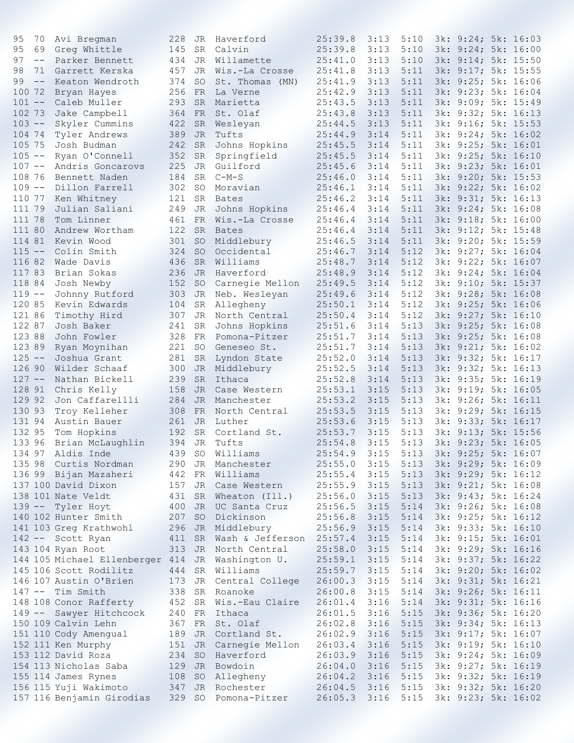```
95  70  Avi Bregman          228  JR  Haverford          25:39.8  3:13  5:10  3k: 9:24; 5k: 16:03
95  69  Greg Whittle         145  SR  Calvin             25:39.8  3:13  5:10  3k: 9:24; 5k: 16:00
97  --  Parker Bennett       434  JR  Willamette         25:41.0  3:13  5:10  3k: 9:14; 5k: 15:50
98  71  Garrett Kerska       457  JR  Wis.-La Crosse     25:41.8  3:13  5:11  3k: 9:17; 5k: 15:55
99  --  Keaton Wendroth      374  SO  St. Thomas (MN)    25:41.9  3:13  5:11  3k: 9:25; 5k: 16:06
100 72  Bryan Hayes          256  FR  La Verne           25:42.9  3:13  5:11  3k: 9:23; 5k: 16:04
101 --  Caleb Muller         293  SR  Marietta           25:43.5  3:13  5:11  3k: 9:09; 5k: 15:49
102 73  Jake Campbell        364  FR  St. Olaf           25:43.8  3:13  5:11  3k: 9:32; 5k: 16:13
103 --  Skyler Cummins       422  SR  Wesleyan           25:44.5  3:13  5:11  3k: 9:16; 5k: 15:53
104 74  Tyler Andrews        389  JR  Tufts              25:44.9  3:14  5:11  3k: 9:24; 5k: 16:02
105 75  Josh Budman          242  SR  Johns Hopkins      25:45.5  3:14  5:11  3k: 9:25; 5k: 16:01
105 --  Ryan O'Connell       352  SR  Springfield        25:45.5  3:14  5:11  3k: 9:25; 5k: 16:10
107 --  Andris Goncarovs     225  JR  Guilford           25:45.6  3:14  5:11  3k: 9:23; 5k: 16:01
108 76  Bennett Naden        184  SR  C-M-S              25:46.0  3:14  5:11  3k: 9:20; 5k: 15:53
109 --  Dillon Farrell       302  SO  Moravian           25:46.1  3:14  5:11  3k: 9:22; 5k: 16:02
110 77  Ken Whitney          121  SR  Bates              25:46.2  3:14  5:11  3k: 9:31; 5k: 16:13
111 79  Julian Saliani       249  JR  Johns Hopkins      25:46.4  3:14  5:11  3k: 9:24; 5k: 16:08
111 78  Tom Linner           461  FR  Wis.-La Crosse     25:46.4  3:14  5:11  3k: 9:18; 5k: 16:00
111 80  Andrew Wortham       122  SR  Bates              25:46.4  3:14  5:11  3k: 9:12; 5k: 15:48
114 81  Kevin Wood           301  SO  Middlebury         25:46.5  3:14  5:11  3k: 9:20; 5k: 15:59
115 --  Colin Smith          324  SO  Occidental         25:46.7  3:14  5:12  3k: 9:27; 5k: 16:04
116 82  Wade Davis           436  SR  Williams           25:48.7  3:14  5:12  3k: 9:22; 5k: 16:07
117 83  Brian Sokas          236  JR  Haverford          25:48.9  3:14  5:12  3k: 9:24; 5k: 16:04
118 84  Josh Newby           152  SO  Carnegie Mellon    25:49.5  3:14  5:12  3k: 9:10; 5k: 15:37
119 --  Johnny Rutford       303  JR  Neb. Wesleyan      25:49.6  3:14  5:12  3k: 9:28; 5k: 16:08
120 85  Kevin Edwards        104  SR  Allegheny          25:50.1  3:14  5:12  3k: 9:25; 5k: 16:06
121 86  Timothy Hird         307  JR  North Central      25:50.4  3:14  5:12  3k: 9:27; 5k: 16:10
122 87  Josh Baker           241  SR  Johns Hopkins      25:51.6  3:14  5:13  3k: 9:25; 5k: 16:08
123 88  John Fowler          328  FR  Pomona-Pitzer      25:51.7  3:14  5:13  3k: 9:25; 5k: 16:08
123 89  Ryan Moynihan        221  SO  Geneseo St.        25:51.7  3:14  5:13  3k: 9:21; 5k: 16:02
125 --  Joshua Grant         281  SR  Lyndon State       25:52.0  3:14  5:13  3k: 9:32; 5k: 16:17
126 90  Wilder Schaaf        300  JR  Middlebury         25:52.5  3:14  5:13  3k: 9:32; 5k: 16:13
127 --  Nathan Bickell       239  SR  Ithaca             25:52.8  3:14  5:13  3k: 9:35; 5k: 16:19
128 91  Chris Kelly          158  JR  Case Western       25:53.1  3:15  5:13  3k: 9:19; 5k: 16:05
129 92  Jon Caffarellli      284  JR  Manchester         25:53.2  3:15  5:13  3k: 9:26; 5k: 16:11
130 93  Troy Kelleher        308  FR  North Central      25:53.5  3:15  5:13  3k: 9:29; 5k: 16:15
131 94  Austin Bauer         261  JR  Luther             25:53.6  3:15  5:13  3k: 9:33; 5k: 16:17
132 95  Tom Hopkins          192  SR  Cortland St.       25:53.7  3:15  5:13  3k: 9:13; 5k: 15:56
133 96  Brian McLaughlin     394  JR  Tufts              25:54.8  3:15  5:13  3k: 9:23; 5k: 16:05
134 97  Aldis Inde           439  SO  Williams           25:54.9  3:15  5:13  3k: 9:25; 5k: 16:07
135 98  Curtis Nordman       290  JR  Manchester         25:55.0  3:15  5:13  3k: 9:29; 5k: 16:09
136 99  Bijan Mazaheri       442  FR  Williams           25:55.4  3:15  5:13  3k: 9:29; 5k: 16:12
137 100 David Dixon          157  JR  Case Western       25:55.9  3:15  5:13  3k: 9:21; 5k: 16:08
138 101 Nate Veldt           431  SR  Wheaton (Ill.)     25:56.0  3:15  5:13  3k: 9:43; 5k: 16:24
139 --  Tyler Hoyt           400  JR  UC Santa Cruz      25:56.5  3:15  5:14  3k: 9:26; 5k: 16:08
140 102 Hunter Smith         207  SO  Dickinson          25:56.8  3:15  5:14  3k: 9:25; 5k: 16:12
141 103 Greg Krathwohl       296  JR  Middlebury         25:56.9  3:15  5:14  3k: 9:33; 5k: 16:10
142 --  Scott Ryan           411  SR  Wash & Jefferson   25:57.4  3:15  5:14  3k: 9:15; 5k: 16:01
143 104 Ryan Root            313  JR  North Central      25:58.0  3:15  5:14  3k: 9:29; 5k: 16:16
144 105 Michael Ellenberger 414  JR  Washington U.       25:59.1  3:15  5:14  3k: 9:37; 5k: 16:22
145 106 Scott Rodilitz       444  SR  Williams           25:59.7  3:15  5:14  3k: 9:20; 5k: 16:02
146 107 Austin O'Brien       173  JR  Central College    26:00.3  3:15  5:14  3k: 9:31; 5k: 16:21
147 --  Tim Smith            338  SR  Roanoke            26:00.8  3:15  5:14  3k: 9:26; 5k: 16:11
148 108 Conor Rafferty       452  SR  Wis.-Eau Claire    26:01.4  3:16  5:14  3k: 9:31; 5k: 16:16
149 --  Sawyer Hitchcock     240  FR  Ithaca             26:01.5  3:16  5:15  3k: 9:36; 5k: 16:20
150 109 Calvin Lehn          367  FR  St. Olaf           26:02.8  3:16  5:15  3k: 9:34; 5k: 16:13
151 110 Cody Amengual        189  JR  Cortland St.       26:02.9  3:16  5:15  3k: 9:17; 5k: 16:07
152 111 Ken Murphy           151  JR  Carnegie Mellon    26:03.4  3:16  5:15  3k: 9:19; 5k: 16:10
153 112 David Roza           234  SO  Haverford          26:03.9  3:16  5:15  3k: 9:24; 5k: 16:09
154 113 Nicholas Saba        129  JR  Bowdoin            26:04.0  3:16  5:15  3k: 9:27; 5k: 16:19
155 114 James Rynes          108  SO  Allegheny          26:04.2  3:16  5:15  3k: 9:32; 5k: 16:19
156 115 Yuji Wakimoto        347  JR  Rochester          26:04.5  3:16  5:15  3k: 9:32; 5k: 16:20
157 116 Benjamin Girodias    329  SO  Pomona-Pitzer      26:05.3  3:16  5:15  3k: 9:23; 5k: 16:02
```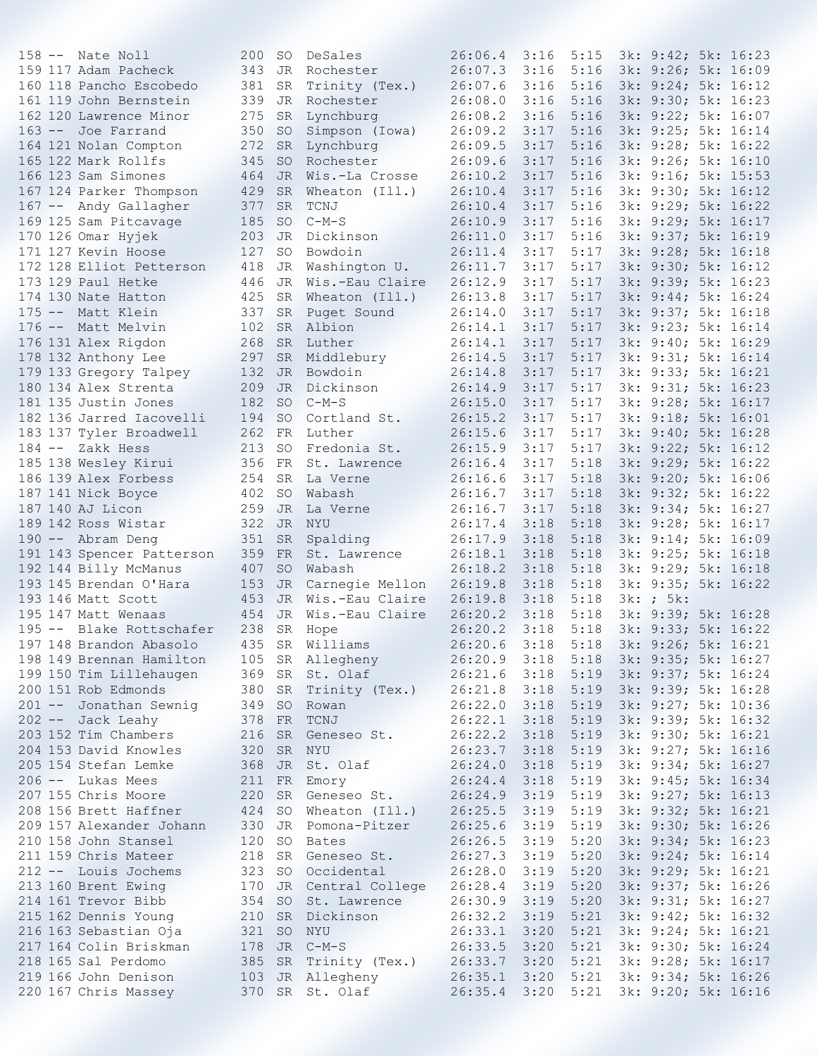| Place | Team Place | Name | Bib | Yr | School | Time | Pace (km) | Pace (mi) | Splits |
|---|---|---|---|---|---|---|---|---|---|
| 158 | -- | Nate Noll | 200 | SO | DeSales | 26:06.4 | 3:16 | 5:15 | 3k: 9:42; 5k: 16:23 |
| 159 | 117 | Adam Pacheck | 343 | JR | Rochester | 26:07.3 | 3:16 | 5:16 | 3k: 9:26; 5k: 16:09 |
| 160 | 118 | Pancho Escobedo | 381 | SR | Trinity (Tex.) | 26:07.6 | 3:16 | 5:16 | 3k: 9:24; 5k: 16:12 |
| 161 | 119 | John Bernstein | 339 | JR | Rochester | 26:08.0 | 3:16 | 5:16 | 3k: 9:30; 5k: 16:23 |
| 162 | 120 | Lawrence Minor | 275 | SR | Lynchburg | 26:08.2 | 3:16 | 5:16 | 3k: 9:22; 5k: 16:07 |
| 163 | -- | Joe Farrand | 350 | SO | Simpson (Iowa) | 26:09.2 | 3:17 | 5:16 | 3k: 9:25; 5k: 16:14 |
| 164 | 121 | Nolan Compton | 272 | SR | Lynchburg | 26:09.5 | 3:17 | 5:16 | 3k: 9:28; 5k: 16:22 |
| 165 | 122 | Mark Rollfs | 345 | SO | Rochester | 26:09.6 | 3:17 | 5:16 | 3k: 9:26; 5k: 16:10 |
| 166 | 123 | Sam Simones | 464 | JR | Wis.-La Crosse | 26:10.2 | 3:17 | 5:16 | 3k: 9:16; 5k: 15:53 |
| 167 | 124 | Parker Thompson | 429 | SR | Wheaton (Ill.) | 26:10.4 | 3:17 | 5:16 | 3k: 9:30; 5k: 16:12 |
| 167 | -- | Andy Gallagher | 377 | SR | TCNJ | 26:10.4 | 3:17 | 5:16 | 3k: 9:29; 5k: 16:22 |
| 169 | 125 | Sam Pitcavage | 185 | SO | C-M-S | 26:10.9 | 3:17 | 5:16 | 3k: 9:29; 5k: 16:17 |
| 170 | 126 | Omar Hyjek | 203 | JR | Dickinson | 26:11.0 | 3:17 | 5:16 | 3k: 9:37; 5k: 16:19 |
| 171 | 127 | Kevin Hoose | 127 | SO | Bowdoin | 26:11.4 | 3:17 | 5:17 | 3k: 9:28; 5k: 16:18 |
| 172 | 128 | Elliot Petterson | 418 | JR | Washington U. | 26:11.7 | 3:17 | 5:17 | 3k: 9:30; 5k: 16:12 |
| 173 | 129 | Paul Hetke | 446 | JR | Wis.-Eau Claire | 26:12.9 | 3:17 | 5:17 | 3k: 9:39; 5k: 16:23 |
| 174 | 130 | Nate Hatton | 425 | SR | Wheaton (Ill.) | 26:13.8 | 3:17 | 5:17 | 3k: 9:44; 5k: 16:24 |
| 175 | -- | Matt Klein | 337 | SR | Puget Sound | 26:14.0 | 3:17 | 5:17 | 3k: 9:37; 5k: 16:18 |
| 176 | -- | Matt Melvin | 102 | SR | Albion | 26:14.1 | 3:17 | 5:17 | 3k: 9:23; 5k: 16:14 |
| 176 | 131 | Alex Rigdon | 268 | SR | Luther | 26:14.1 | 3:17 | 5:17 | 3k: 9:40; 5k: 16:29 |
| 178 | 132 | Anthony Lee | 297 | SR | Middlebury | 26:14.5 | 3:17 | 5:17 | 3k: 9:31; 5k: 16:14 |
| 179 | 133 | Gregory Talpey | 132 | JR | Bowdoin | 26:14.8 | 3:17 | 5:17 | 3k: 9:33; 5k: 16:21 |
| 180 | 134 | Alex Strenta | 209 | JR | Dickinson | 26:14.9 | 3:17 | 5:17 | 3k: 9:31; 5k: 16:23 |
| 181 | 135 | Justin Jones | 182 | SO | C-M-S | 26:15.0 | 3:17 | 5:17 | 3k: 9:28; 5k: 16:17 |
| 182 | 136 | Jarred Iacovelli | 194 | SO | Cortland St. | 26:15.2 | 3:17 | 5:17 | 3k: 9:18; 5k: 16:01 |
| 183 | 137 | Tyler Broadwell | 262 | FR | Luther | 26:15.6 | 3:17 | 5:17 | 3k: 9:40; 5k: 16:28 |
| 184 | -- | Zakk Hess | 213 | SO | Fredonia St. | 26:15.9 | 3:17 | 5:17 | 3k: 9:22; 5k: 16:12 |
| 185 | 138 | Wesley Kirui | 356 | FR | St. Lawrence | 26:16.4 | 3:17 | 5:18 | 3k: 9:29; 5k: 16:22 |
| 186 | 139 | Alex Forbess | 254 | SR | La Verne | 26:16.6 | 3:17 | 5:18 | 3k: 9:20; 5k: 16:06 |
| 187 | 141 | Nick Boyce | 402 | SO | Wabash | 26:16.7 | 3:17 | 5:18 | 3k: 9:32; 5k: 16:22 |
| 187 | 140 | AJ Licon | 259 | JR | La Verne | 26:16.7 | 3:17 | 5:18 | 3k: 9:34; 5k: 16:27 |
| 189 | 142 | Ross Wistar | 322 | JR | NYU | 26:17.4 | 3:18 | 5:18 | 3k: 9:28; 5k: 16:17 |
| 190 | -- | Abram Deng | 351 | SR | Spalding | 26:17.9 | 3:18 | 5:18 | 3k: 9:14; 5k: 16:09 |
| 191 | 143 | Spencer Patterson | 359 | FR | St. Lawrence | 26:18.1 | 3:18 | 5:18 | 3k: 9:25; 5k: 16:18 |
| 192 | 144 | Billy McManus | 407 | SO | Wabash | 26:18.2 | 3:18 | 5:18 | 3k: 9:29; 5k: 16:18 |
| 193 | 145 | Brendan O'Hara | 153 | JR | Carnegie Mellon | 26:19.8 | 3:18 | 5:18 | 3k: 9:35; 5k: 16:22 |
| 193 | 146 | Matt Scott | 453 | JR | Wis.-Eau Claire | 26:19.8 | 3:18 | 5:18 | 3k: ; 5k: |
| 195 | 147 | Matt Wenaas | 454 | JR | Wis.-Eau Claire | 26:20.2 | 3:18 | 5:18 | 3k: 9:39; 5k: 16:28 |
| 195 | -- | Blake Rottschafer | 238 | SR | Hope | 26:20.2 | 3:18 | 5:18 | 3k: 9:33; 5k: 16:22 |
| 197 | 148 | Brandon Abasolo | 435 | SR | Williams | 26:20.6 | 3:18 | 5:18 | 3k: 9:26; 5k: 16:21 |
| 198 | 149 | Brennan Hamilton | 105 | SR | Allegheny | 26:20.9 | 3:18 | 5:18 | 3k: 9:35; 5k: 16:27 |
| 199 | 150 | Tim Lillehaugen | 369 | SR | St. Olaf | 26:21.6 | 3:18 | 5:19 | 3k: 9:37; 5k: 16:24 |
| 200 | 151 | Rob Edmonds | 380 | SR | Trinity (Tex.) | 26:21.8 | 3:18 | 5:19 | 3k: 9:39; 5k: 16:28 |
| 201 | -- | Jonathan Sewnig | 349 | SO | Rowan | 26:22.0 | 3:18 | 5:19 | 3k: 9:27; 5k: 10:36 |
| 202 | -- | Jack Leahy | 378 | FR | TCNJ | 26:22.1 | 3:18 | 5:19 | 3k: 9:39; 5k: 16:32 |
| 203 | 152 | Tim Chambers | 216 | SR | Geneseo St. | 26:22.2 | 3:18 | 5:19 | 3k: 9:30; 5k: 16:21 |
| 204 | 153 | David Knowles | 320 | SR | NYU | 26:23.7 | 3:18 | 5:19 | 3k: 9:27; 5k: 16:16 |
| 205 | 154 | Stefan Lemke | 368 | JR | St. Olaf | 26:24.0 | 3:18 | 5:19 | 3k: 9:34; 5k: 16:27 |
| 206 | -- | Lukas Mees | 211 | FR | Emory | 26:24.4 | 3:18 | 5:19 | 3k: 9:45; 5k: 16:34 |
| 207 | 155 | Chris Moore | 220 | SR | Geneseo St. | 26:24.9 | 3:19 | 5:19 | 3k: 9:27; 5k: 16:13 |
| 208 | 156 | Brett Haffner | 424 | SO | Wheaton (Ill.) | 26:25.5 | 3:19 | 5:19 | 3k: 9:32; 5k: 16:21 |
| 209 | 157 | Alexander Johann | 330 | JR | Pomona-Pitzer | 26:25.6 | 3:19 | 5:19 | 3k: 9:30; 5k: 16:26 |
| 210 | 158 | John Stansel | 120 | SO | Bates | 26:26.5 | 3:19 | 5:20 | 3k: 9:34; 5k: 16:23 |
| 211 | 159 | Chris Mateer | 218 | SR | Geneseo St. | 26:27.3 | 3:19 | 5:20 | 3k: 9:24; 5k: 16:14 |
| 212 | -- | Louis Jochems | 323 | SO | Occidental | 26:28.0 | 3:19 | 5:20 | 3k: 9:29; 5k: 16:21 |
| 213 | 160 | Brent Ewing | 170 | JR | Central College | 26:28.4 | 3:19 | 5:20 | 3k: 9:37; 5k: 16:26 |
| 214 | 161 | Trevor Bibb | 354 | SO | St. Lawrence | 26:30.9 | 3:19 | 5:20 | 3k: 9:31; 5k: 16:27 |
| 215 | 162 | Dennis Young | 210 | SR | Dickinson | 26:32.2 | 3:19 | 5:21 | 3k: 9:42; 5k: 16:32 |
| 216 | 163 | Sebastian Oja | 321 | SO | NYU | 26:33.1 | 3:20 | 5:21 | 3k: 9:24; 5k: 16:21 |
| 217 | 164 | Colin Briskman | 178 | JR | C-M-S | 26:33.5 | 3:20 | 5:21 | 3k: 9:30; 5k: 16:24 |
| 218 | 165 | Sal Perdomo | 385 | SR | Trinity (Tex.) | 26:33.7 | 3:20 | 5:21 | 3k: 9:28; 5k: 16:17 |
| 219 | 166 | John Denison | 103 | JR | Allegheny | 26:35.1 | 3:20 | 5:21 | 3k: 9:34; 5k: 16:26 |
| 220 | 167 | Chris Massey | 370 | SR | St. Olaf | 26:35.4 | 3:20 | 5:21 | 3k: 9:20; 5k: 16:16 |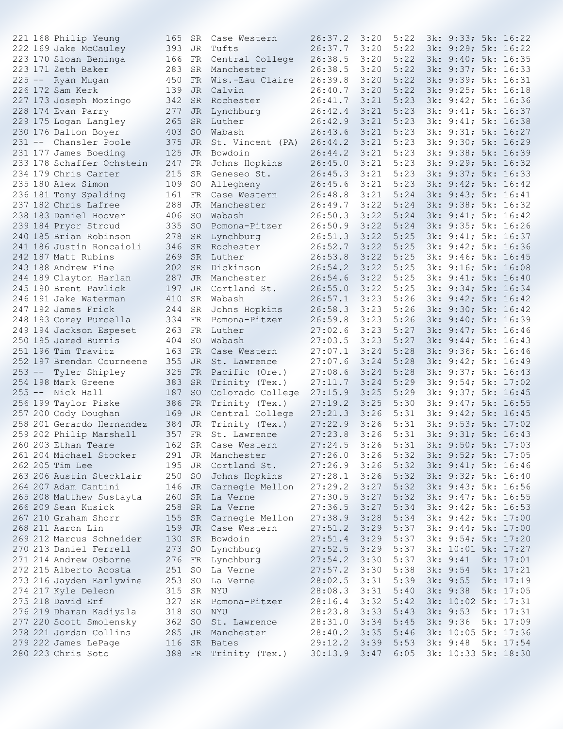```
221 168 Philip Yeung        165  SR  Case Western      26:37.2  3:20   5:22   3k: 9:33; 5k: 16:22
222 169 Jake McCauley       393  JR  Tufts             26:37.7  3:20   5:22   3k: 9:29; 5k: 16:22
223 170 Sloan Beninga       166  FR  Central College   26:38.5  3:20   5:22   3k: 9:40; 5k: 16:35
223 171 Zeth Baker          283  SR  Manchester        26:38.5  3:20   5:22   3k: 9:37; 5k: 16:33
225 --  Ryan Mugan          450  FR  Wis.-Eau Claire   26:39.8  3:20   5:22   3k: 9:39; 5k: 16:31
226 172 Sam Kerk            139  JR  Calvin            26:40.7  3:20   5:22   3k: 9:25; 5k: 16:18
227 173 Joseph Mozingo      342  SR  Rochester         26:41.7  3:21   5:23   3k: 9:42; 5k: 16:36
228 174 Evan Parry          277  JR  Lynchburg         26:42.4  3:21   5:23   3k: 9:41; 5k: 16:37
229 175 Logan Langley       265  SR  Luther            26:42.9  3:21   5:23   3k: 9:41; 5k: 16:38
230 176 Dalton Boyer        403  SO  Wabash            26:43.6  3:21   5:23   3k: 9:31; 5k: 16:27
231 --  Chansler Poole      375  JR  St. Vincent (PA)  26:44.2  3:21   5:23   3k: 9:30; 5k: 16:29
231 177 James Boeding       125  JR  Bowdoin           26:44.2  3:21   5:23   3k: 9:38; 5k: 16:39
233 178 Schaffer Ochstein   247  FR  Johns Hopkins     26:45.0  3:21   5:23   3k: 9:29; 5k: 16:32
234 179 Chris Carter        215  SR  Geneseo St.       26:45.3  3:21   5:23   3k: 9:37; 5k: 16:33
235 180 Alex Simon          109  SO  Allegheny         26:45.6  3:21   5:23   3k: 9:42; 5k: 16:42
236 181 Tony Spalding       161  FR  Case Western      26:48.8  3:21   5:24   3k: 9:43; 5k: 16:41
237 182 Chris Lafree        288  JR  Manchester        26:49.7  3:22   5:24   3k: 9:38; 5k: 16:32
238 183 Daniel Hoover       406  SO  Wabash            26:50.3  3:22   5:24   3k: 9:41; 5k: 16:42
239 184 Pryor Stroud        335  SO  Pomona-Pitzer     26:50.9  3:22   5:24   3k: 9:35; 5k: 16:26
240 185 Brian Robinson      278  SR  Lynchburg         26:51.3  3:22   5:25   3k: 9:41; 5k: 16:37
241 186 Justin Roncaioli    346  SR  Rochester         26:52.7  3:22   5:25   3k: 9:42; 5k: 16:36
242 187 Matt Rubins         269  SR  Luther            26:53.8  3:22   5:25   3k: 9:46; 5k: 16:45
243 188 Andrew Fine         202  SR  Dickinson         26:54.2  3:22   5:25   3k: 9:16; 5k: 16:08
244 189 Clayton Harlan      287  JR  Manchester        26:54.6  3:22   5:25   3k: 9:41; 5k: 16:40
245 190 Brent Pavlick       197  JR  Cortland St.      26:55.0  3:22   5:25   3k: 9:34; 5k: 16:34
246 191 Jake Waterman       410  SR  Wabash            26:57.1  3:23   5:26   3k: 9:42; 5k: 16:42
247 192 James Frick         244  SR  Johns Hopkins     26:58.3  3:23   5:26   3k: 9:30; 5k: 16:42
248 193 Corey Purcella      334  FR  Pomona-Pitzer     26:59.8  3:23   5:26   3k: 9:40; 5k: 16:39
249 194 Jackson Espeset     263  FR  Luther            27:02.6  3:23   5:27   3k: 9:47; 5k: 16:46
250 195 Jared Burris        404  SO  Wabash            27:03.5  3:23   5:27   3k: 9:44; 5k: 16:43
251 196 Tim Travitz         163  FR  Case Western      27:07.1  3:24   5:28   3k: 9:36; 5k: 16:46
252 197 Brendan Courneene   355  JR  St. Lawrence      27:07.6  3:24   5:28   3k: 9:42; 5k: 16:49
253 --  Tyler Shipley       325  FR  Pacific (Ore.)    27:08.6  3:24   5:28   3k: 9:37; 5k: 16:43
254 198 Mark Greene         383  SR  Trinity (Tex.)    27:11.7  3:24   5:29   3k: 9:54; 5k: 17:02
255 --  Nick Hall           187  SO  Colorado College  27:15.9  3:25   5:29   3k: 9:37; 5k: 16:45
256 199 Taylor Piske        386  FR  Trinity (Tex.)    27:19.2  3:25   5:30   3k: 9:47; 5k: 16:55
257 200 Cody Doughan        169  JR  Central College   27:21.3  3:26   5:31   3k: 9:42; 5k: 16:45
258 201 Gerardo Hernandez   384  JR  Trinity (Tex.)    27:22.9  3:26   5:31   3k: 9:53; 5k: 17:02
259 202 Philip Marshall     357  FR  St. Lawrence      27:23.8  3:26   5:31   3k: 9:31; 5k: 16:43
260 203 Ethan Teare         162  SR  Case Western      27:24.5  3:26   5:31   3k: 9:50; 5k: 17:03
261 204 Michael Stocker     291  JR  Manchester        27:26.0  3:26   5:32   3k: 9:52; 5k: 17:05
262 205 Tim Lee             195  JR  Cortland St.      27:26.9  3:26   5:32   3k: 9:41; 5k: 16:46
263 206 Austin Stecklair    250  SO  Johns Hopkins     27:28.1  3:26   5:32   3k: 9:32; 5k: 16:40
264 207 Adam Cantini        146  JR  Carnegie Mellon   27:29.2  3:27   5:32   3k: 9:43; 5k: 16:56
265 208 Matthew Sustayta    260  SR  La Verne          27:30.5  3:27   5:32   3k: 9:47; 5k: 16:55
266 209 Sean Kusick         258  SR  La Verne          27:36.5  3:27   5:34   3k: 9:42; 5k: 16:53
267 210 Graham Shorr        155  SR  Carnegie Mellon   27:38.9  3:28   5:34   3k: 9:42; 5k: 17:00
268 211 Aaron Lin           159  JR  Case Western      27:51.2  3:29   5:37   3k: 9:44; 5k: 17:00
269 212 Marcus Schneider    130  SR  Bowdoin           27:51.4  3:29   5:37   3k: 9:54; 5k: 17:20
270 213 Daniel Ferrell      273  SO  Lynchburg         27:52.5  3:29   5:37   3k: 10:01 5k: 17:27
271 214 Andrew Osborne      276  FR  Lynchburg         27:54.2  3:30   5:37   3k: 9:41  5k: 17:01
272 215 Alberto Acosta      251  SO  La Verne          27:57.2  3:30   5:38   3k: 9:54  5k: 17:21
273 216 Jayden Earlywine    253  SO  La Verne          28:02.5  3:31   5:39   3k: 9:55  5k: 17:19
274 217 Kyle Deleon         315  SR  NYU               28:08.3  3:31   5:40   3k: 9:38  5k: 17:05
275 218 David Erf           327  SR  Pomona-Pitzer     28:16.4  3:32   5:42   3k: 10:02 5k: 17:31
276 219 Dharan Kadiyala     318  SO  NYU               28:23.8  3:33   5:43   3k: 9:53  5k: 17:31
277 220 Scott Smolensky     362  SO  St. Lawrence      28:31.0  3:34   5:45   3k: 9:36  5k: 17:09
278 221 Jordan Collins      285  JR  Manchester        28:40.2  3:35   5:46   3k: 10:05 5k: 17:36
279 222 James LePage        116  SR  Bates             29:12.2  3:39   5:53   3k: 9:48  5k: 17:54
280 223 Chris Soto          388  FR  Trinity (Tex.)    30:13.9  3:47   6:05   3k: 10:33 5k: 18:30
```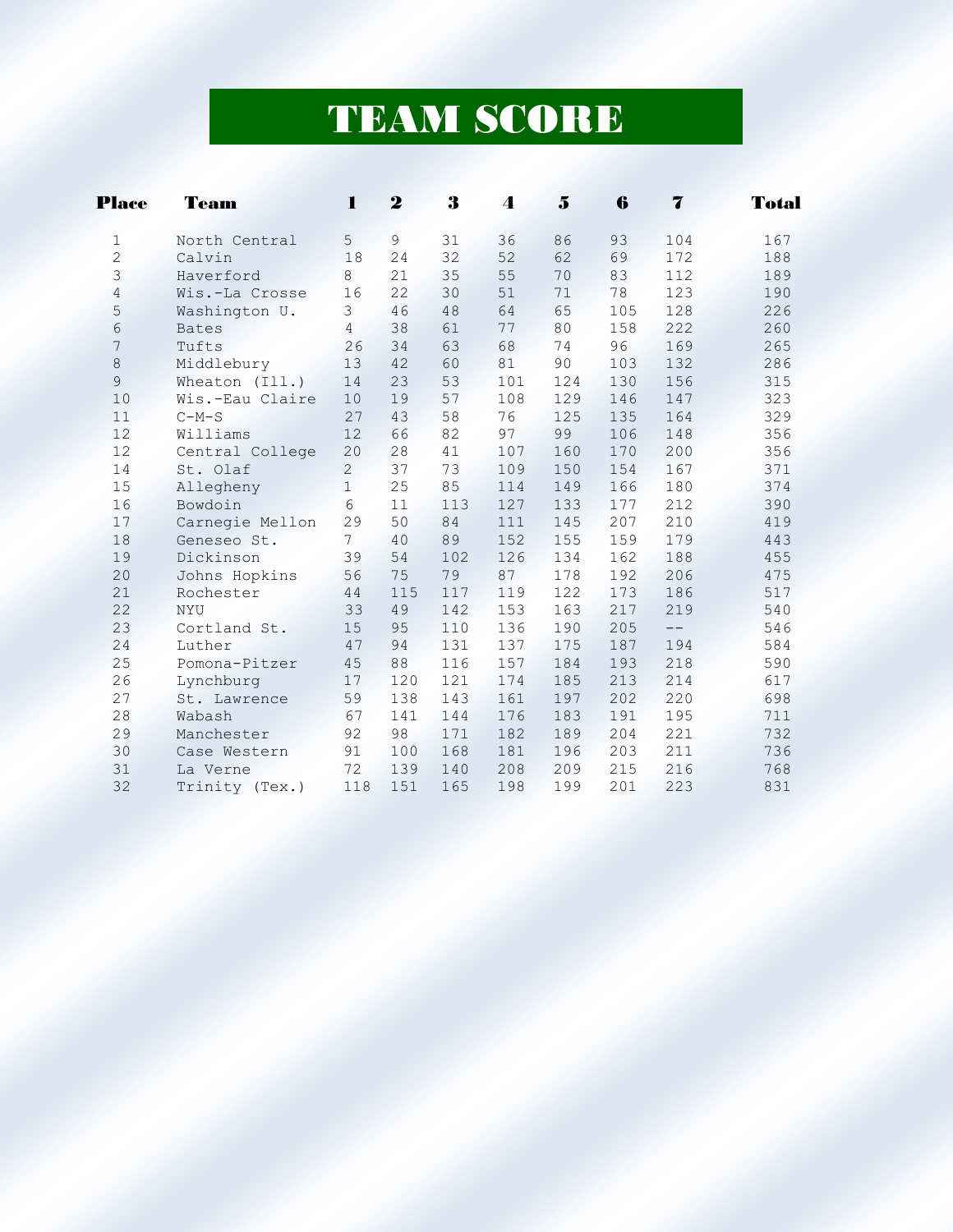# TEAM SCORE

| Place | Team | 1 | 2 | 3 | 4 | 5 | 6 | 7 | Total |
|---|---|---|---|---|---|---|---|---|---|
| 1 | North Central | 5 | 9 | 31 | 36 | 86 | 93 | 104 | 167 |
| 2 | Calvin | 18 | 24 | 32 | 52 | 62 | 69 | 172 | 188 |
| 3 | Haverford | 8 | 21 | 35 | 55 | 70 | 83 | 112 | 189 |
| 4 | Wis.-La Crosse | 16 | 22 | 30 | 51 | 71 | 78 | 123 | 190 |
| 5 | Washington U. | 3 | 46 | 48 | 64 | 65 | 105 | 128 | 226 |
| 6 | Bates | 4 | 38 | 61 | 77 | 80 | 158 | 222 | 260 |
| 7 | Tufts | 26 | 34 | 63 | 68 | 74 | 96 | 169 | 265 |
| 8 | Middlebury | 13 | 42 | 60 | 81 | 90 | 103 | 132 | 286 |
| 9 | Wheaton (Ill.) | 14 | 23 | 53 | 101 | 124 | 130 | 156 | 315 |
| 10 | Wis.-Eau Claire | 10 | 19 | 57 | 108 | 129 | 146 | 147 | 323 |
| 11 | C-M-S | 27 | 43 | 58 | 76 | 125 | 135 | 164 | 329 |
| 12 | Williams | 12 | 66 | 82 | 97 | 99 | 106 | 148 | 356 |
| 12 | Central College | 20 | 28 | 41 | 107 | 160 | 170 | 200 | 356 |
| 14 | St. Olaf | 2 | 37 | 73 | 109 | 150 | 154 | 167 | 371 |
| 15 | Allegheny | 1 | 25 | 85 | 114 | 149 | 166 | 180 | 374 |
| 16 | Bowdoin | 6 | 11 | 113 | 127 | 133 | 177 | 212 | 390 |
| 17 | Carnegie Mellon | 29 | 50 | 84 | 111 | 145 | 207 | 210 | 419 |
| 18 | Geneseo St. | 7 | 40 | 89 | 152 | 155 | 159 | 179 | 443 |
| 19 | Dickinson | 39 | 54 | 102 | 126 | 134 | 162 | 188 | 455 |
| 20 | Johns Hopkins | 56 | 75 | 79 | 87 | 178 | 192 | 206 | 475 |
| 21 | Rochester | 44 | 115 | 117 | 119 | 122 | 173 | 186 | 517 |
| 22 | NYU | 33 | 49 | 142 | 153 | 163 | 217 | 219 | 540 |
| 23 | Cortland St. | 15 | 95 | 110 | 136 | 190 | 205 | -- | 546 |
| 24 | Luther | 47 | 94 | 131 | 137 | 175 | 187 | 194 | 584 |
| 25 | Pomona-Pitzer | 45 | 88 | 116 | 157 | 184 | 193 | 218 | 590 |
| 26 | Lynchburg | 17 | 120 | 121 | 174 | 185 | 213 | 214 | 617 |
| 27 | St. Lawrence | 59 | 138 | 143 | 161 | 197 | 202 | 220 | 698 |
| 28 | Wabash | 67 | 141 | 144 | 176 | 183 | 191 | 195 | 711 |
| 29 | Manchester | 92 | 98 | 171 | 182 | 189 | 204 | 221 | 732 |
| 30 | Case Western | 91 | 100 | 168 | 181 | 196 | 203 | 211 | 736 |
| 31 | La Verne | 72 | 139 | 140 | 208 | 209 | 215 | 216 | 768 |
| 32 | Trinity (Tex.) | 118 | 151 | 165 | 198 | 199 | 201 | 223 | 831 |